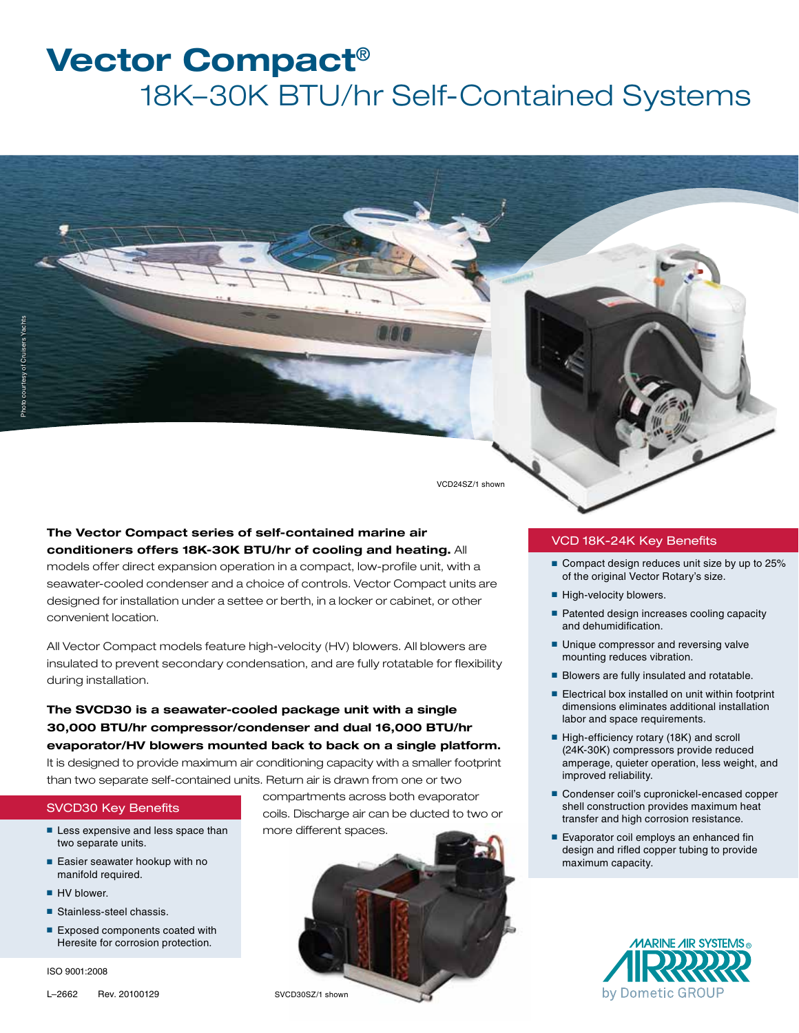# Vector Compact®

## 18K–30K BTU/hr Self-Contained Systems

Photo courtesy of Cruisers Yachts

VCD24SZ/1 shown

**The Vector Compact series of self-contained marine air conditioners offers 18K-30K BTU/hr of cooling and heating.** All models offer direct expansion operation in a compact, low-profile unit, with a seawater-cooled condenser and a choice of controls. Vector Compact units are designed for installation under a settee or berth, in a locker or cabinet, or other convenient location.

All Vector Compact models feature high-velocity (HV) blowers. All blowers are insulated to prevent secondary condensation, and are fully rotatable for flexibility during installation.

**The SVCD30 is a seawater-cooled package unit with a single 30,000 BTU/hr compressor/condenser and dual 16,000 BTU/hr evaporator/HV blowers mounted back to back on a single platform.** It is designed to provide maximum air conditioning capacity with a smaller footprint than two separate self-contained units. Return air is drawn from one or two compartments across both evaporator coils. Discharge air can be ducted to two or more different spaces.

### SVCD30 Key Benefits

- Less expensive and less space than two separate units.
- Easier seawater hookup with no manifold required.
- HV blower.
- Stainless-steel chassis.
- Exposed components coated with Heresite for corrosion protection.

SVCD30SZ/1 shown

### VCD 18K-24K Key Benefits

- Compact design reduces unit size by up to 25% of the original Vector Rotary's size.
- High-velocity blowers.
- Patented design increases cooling capacity and dehumidification.
- Unique compressor and reversing valve mounting reduces vibration.
- Blowers are fully insulated and rotatable.
- Electrical box installed on unit within footprint dimensions eliminates additional installation labor and space requirements.
- High-efficiency rotary (18K) and scroll (24K-30K) compressors provide reduced amperage, quieter operation, less weight, and improved reliability.
- Condenser coil's cupronickel-encased copper shell construction provides maximum heat transfer and high corrosion resistance.
- Evaporator coil employs an enhanced fin design and rifled copper tubing to provide maximum capacity.

MARINE AIR SYSTEMS®
by Dometic GROUP

ISO 9001:2008

L–2662 Rev. 20100129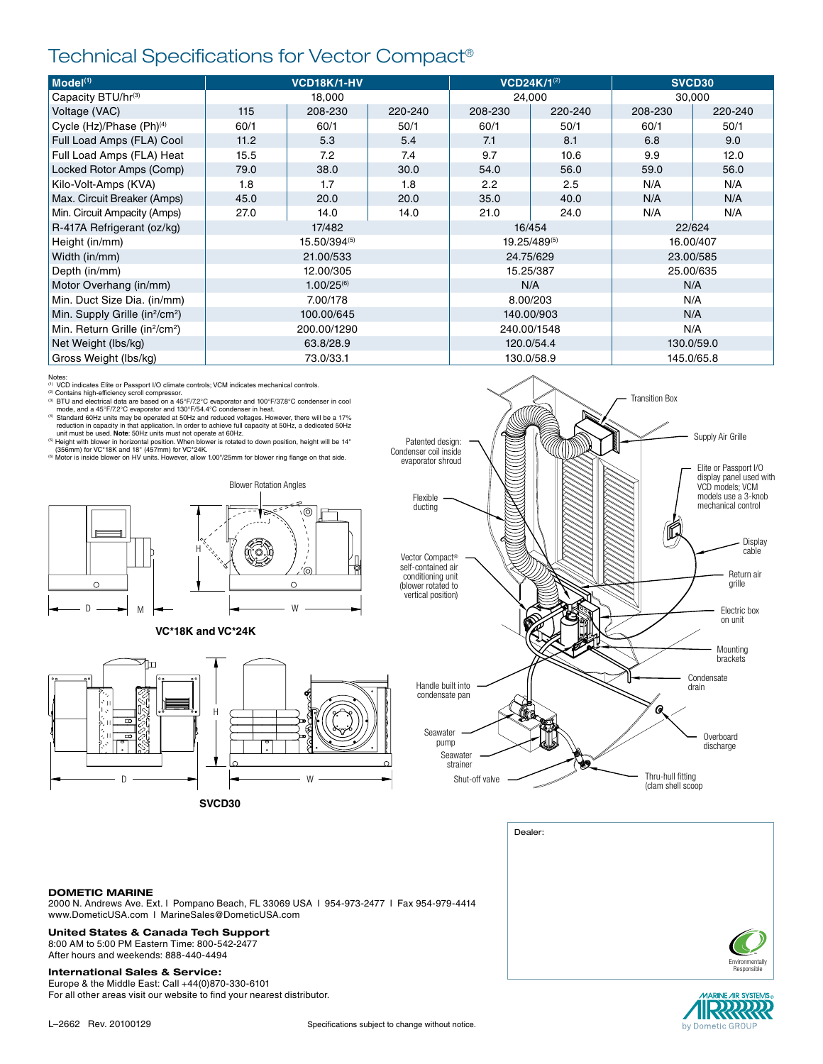# Technical Specifications for Vector Compact®

| Model[1] | VCD18K/1-HV | | | VCD24K/1[2] | | SVCD30 | |
|---|---|---|---|---|---|---|---|
| Capacity BTU/hr[3] | 18,000 | | | 24,000 | | 30,000 | |
| Voltage (VAC) | 115 | 208-230 | 220-240 | 208-230 | 220-240 | 208-230 | 220-240 |
| Cycle (Hz)/Phase (Ph)[4] | 60/1 | 60/1 | 50/1 | 60/1 | 50/1 | 60/1 | 50/1 |
| Full Load Amps (FLA) Cool | 11.2 | 5.3 | 5.4 | 7.1 | 8.1 | 6.8 | 9.0 |
| Full Load Amps (FLA) Heat | 15.5 | 7.2 | 7.4 | 9.7 | 10.6 | 9.9 | 12.0 |
| Locked Rotor Amps (Comp) | 79.0 | 38.0 | 30.0 | 54.0 | 56.0 | 59.0 | 56.0 |
| Kilo-Volt-Amps (KVA) | 1.8 | 1.7 | 1.8 | 2.2 | 2.5 | N/A | N/A |
| Max. Circuit Breaker (Amps) | 45.0 | 20.0 | 20.0 | 35.0 | 40.0 | N/A | N/A |
| Min. Circuit Ampacity (Amps) | 27.0 | 14.0 | 14.0 | 21.0 | 24.0 | N/A | N/A |
| R-417A Refrigerant (oz/kg) | 17/482 | | | 16/454 | | 22/624 | |
| Height (in/mm) | 15.50/394[5] | | | 19.25/489[5] | | 16.00/407 | |
| Width (in/mm) | 21.00/533 | | | 24.75/629 | | 23.00/585 | |
| Depth (in/mm) | 12.00/305 | | | 15.25/387 | | 25.00/635 | |
| Motor Overhang (in/mm) | 1.00/25[6] | | | N/A | | N/A | |
| Min. Duct Size Dia. (in/mm) | 7.00/178 | | | 8.00/203 | | N/A | |
| Min. Supply Grille (in²/cm²) | 100.00/645 | | | 140.00/903 | | N/A | |
| Min. Return Grille (in²/cm²) | 200.00/1290 | | | 240.00/1548 | | N/A | |
| Net Weight (lbs/kg) | 63.8/28.9 | | | 120.0/54.4 | | 130.0/59.0 | |
| Gross Weight (lbs/kg) | 73.0/33.1 | | | 130.0/58.9 | | 145.0/65.8 | |

Notes:
[1] VCD indicates Elite or Passport I/O climate controls; VCM indicates mechanical controls.
[2] Contains high-efficiency scroll compressor.
[3] BTU and electrical data are based on a 45°F/7.2°C evaporator and 100°F/37.8°C condenser in cool mode, and a 45°F/7.2°C evaporator and 130°F/54.4°C condenser in heat.
[4] Standard 60Hz units may be operated at 50Hz and reduced voltages. However, there will be a 17% reduction in capacity in that application. In order to achieve full capacity at 50Hz, a dedicated 50Hz unit must be used. **Note**: 50Hz units must not operate at 60Hz.
[5] Height with blower in horizontal position. When blower is rotated to down position, height will be 14" (356mm) for VC*18K and 18" (457mm) for VC*24K.
[6] Motor is inside blower on HV units. However, allow 1.00"/25mm for blower ring flange on that side.

Blower Rotation Angles

D M H W

**VC*18K and VC*24K**

H D W

**SVCD30**

Transition Box
Supply Air Grille
Patented design: Condenser coil inside evaporator shroud
Elite or Passport I/O display panel used with VCD models; VCM models use a 3-knob mechanical control
Flexible ducting
Display cable
Vector Compact® self-contained air conditioning unit (blower rotated to vertical position)
Return air grille
Electric box on unit
Mounting brackets
Condensate drain
Handle built into condensate pan
Overboard discharge
Seawater pump
Seawater strainer
Shut-off valve
Thru-hull fitting (clam shell scoop)

**DOMETIC MARINE**
2000 N. Andrews Ave. Ext. I Pompano Beach, FL 33069 USA I 954-973-2477 I Fax 954-979-4414
www.DometicUSA.com I MarineSales@DometicUSA.com

**United States & Canada Tech Support**
8:00 AM to 5:00 PM Eastern Time: 800-542-2477
After hours and weekends: 888-440-4494

**International Sales & Service:**
Europe & the Middle East: Call +44(0)870-330-6101
For all other areas visit our website to find your nearest distributor.

Dealer:

Environmentally Responsible

MARINE AIR SYSTEMS by Dometic GROUP

L–2662 Rev. 20100129

Specifications subject to change without notice.